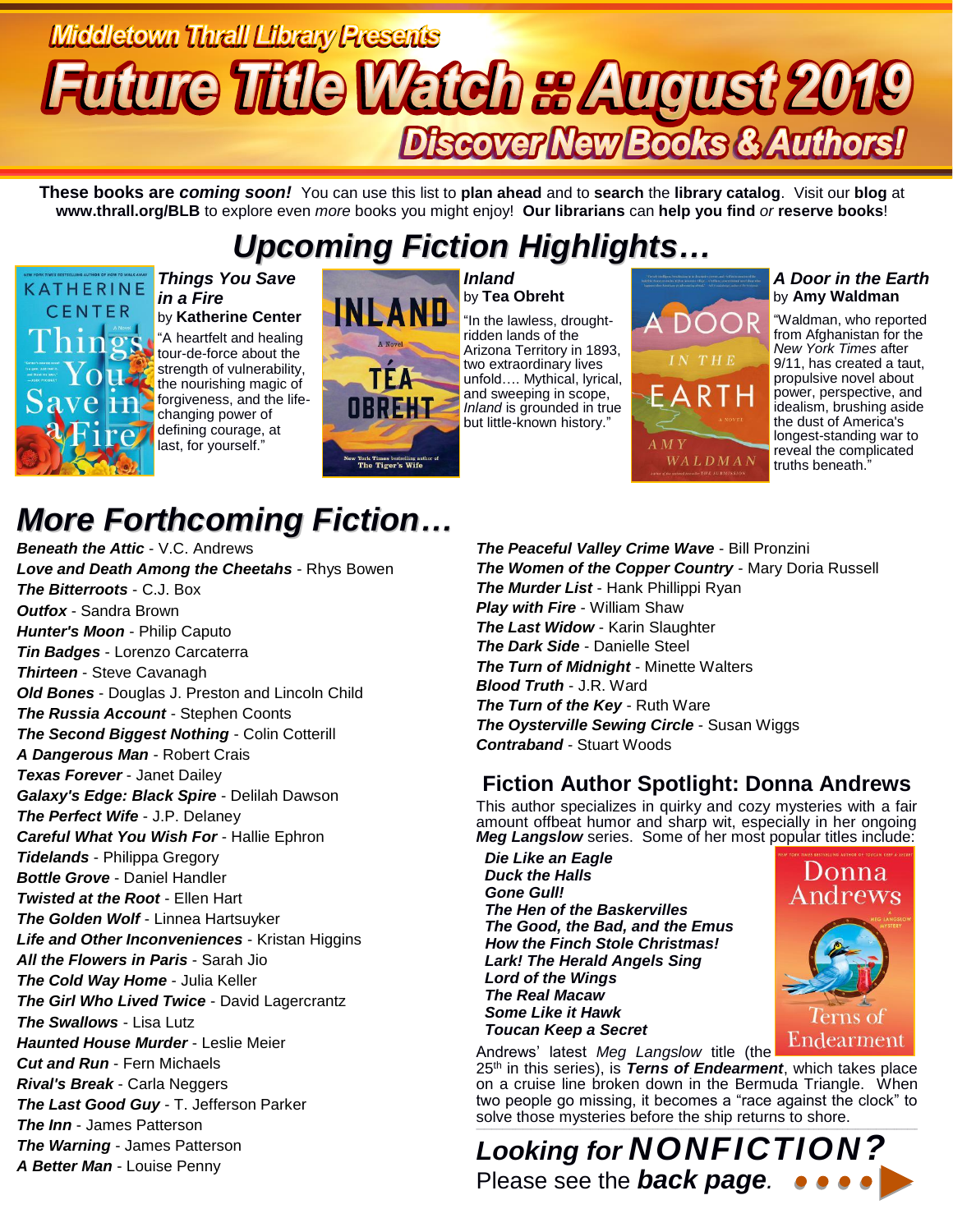# Middletown Thrall Library Presents

# Future Title Watch :: August 2019

## Discover New Books & Authors!

**These books are *coming soon!*** You can use this list to **plan ahead** and to **search** the **library catalog**. Visit our **blog** at **www.thrall.org/BLB** to explore even *more* books you might enjoy! **Our librarians** can **help you find** *or* **reserve books**!

## *Upcoming Fiction Highlights…*

***Things You Save in a Fire***
by **Katherine Center**
"A heartfelt and healing tour-de-force about the strength of vulnerability, the nourishing magic of forgiveness, and the life-changing power of defining courage, at last, for yourself."

***Inland***
by **Tea Obreht**
"In the lawless, drought-ridden lands of the Arizona Territory in 1893, two extraordinary lives unfold…. Mythical, lyrical, and sweeping in scope, *Inland* is grounded in true but little-known history."

***A Door in the Earth***
by **Amy Waldman**
"Waldman, who reported from Afghanistan for the *New York Times* after 9/11, has created a taut, propulsive novel about power, perspective, and idealism, brushing aside the dust of America's longest-standing war to reveal the complicated truths beneath."

## *More Forthcoming Fiction…*

***Beneath the Attic*** - V.C. Andrews
***Love and Death Among the Cheetahs*** - Rhys Bowen
***The Bitterroots*** - C.J. Box
***Outfox*** - Sandra Brown
***Hunter's Moon*** - Philip Caputo
***Tin Badges*** - Lorenzo Carcaterra
***Thirteen*** - Steve Cavanagh
***Old Bones*** - Douglas J. Preston and Lincoln Child
***The Russia Account*** - Stephen Coonts
***The Second Biggest Nothing*** - Colin Cotterill
***A Dangerous Man*** - Robert Crais
***Texas Forever*** - Janet Dailey
***Galaxy's Edge: Black Spire*** - Delilah Dawson
***The Perfect Wife*** - J.P. Delaney
***Careful What You Wish For*** - Hallie Ephron
***Tidelands*** - Philippa Gregory
***Bottle Grove*** - Daniel Handler
***Twisted at the Root*** - Ellen Hart
***The Golden Wolf*** - Linnea Hartsuyker
***Life and Other Inconveniences*** - Kristan Higgins
***All the Flowers in Paris*** - Sarah Jio
***The Cold Way Home*** - Julia Keller
***The Girl Who Lived Twice*** - David Lagercrantz
***The Swallows*** - Lisa Lutz
***Haunted House Murder*** - Leslie Meier
***Cut and Run*** - Fern Michaels
***Rival's Break*** - Carla Neggers
***The Last Good Guy*** - T. Jefferson Parker
***The Inn*** - James Patterson
***The Warning*** - James Patterson
***A Better Man*** - Louise Penny
***The Peaceful Valley Crime Wave*** - Bill Pronzini
***The Women of the Copper Country*** - Mary Doria Russell
***The Murder List*** - Hank Phillippi Ryan
***Play with Fire*** - William Shaw
***The Last Widow*** - Karin Slaughter
***The Dark Side*** - Danielle Steel
***The Turn of Midnight*** - Minette Walters
***Blood Truth*** - J.R. Ward
***The Turn of the Key*** - Ruth Ware
***The Oysterville Sewing Circle*** - Susan Wiggs
***Contraband*** - Stuart Woods

## Fiction Author Spotlight: Donna Andrews

This author specializes in quirky and cozy mysteries with a fair amount offbeat humor and sharp wit, especially in her ongoing ***Meg Langslow*** series. Some of her most popular titles include:

***Die Like an Eagle***
***Duck the Halls***
***Gone Gull!***
***The Hen of the Baskervilles***
***The Good, the Bad, and the Emus***
***How the Finch Stole Christmas!***
***Lark! The Herald Angels Sing***
***Lord of the Wings***
***The Real Macaw***
***Some Like it Hawk***
***Toucan Keep a Secret***

Andrews' latest *Meg Langslow* title (the 25th in this series), is ***Terns of Endearment***, which takes place on a cruise line broken down in the Bermuda Triangle. When two people go missing, it becomes a "race against the clock" to solve those mysteries before the ship returns to shore.

## *Looking for NONFICTION?*

Please see the ***back page.***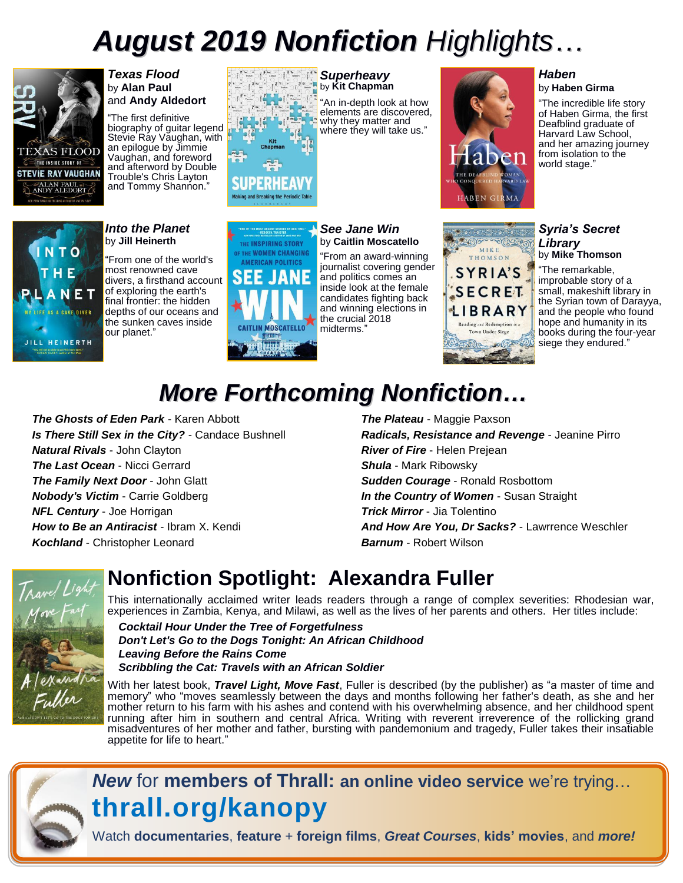# ***August 2019 Nonfiction*** *Highlights…*

***Texas Flood***
by **Alan Paul** and **Andy Aldedort**

"The first definitive biography of guitar legend Stevie Ray Vaughan, with an epilogue by Jimmie Vaughan, and foreword and afterword by Double Trouble's Chris Layton and Tommy Shannon."

***Superheavy***
by **Kit Chapman**

"An in-depth look at how elements are discovered, why they matter and where they will take us."

***Haben***
by **Haben Girma**

"The incredible life story of Haben Girma, the first Deafblind graduate of Harvard Law School, and her amazing journey from isolation to the world stage."

***Into the Planet***
by **Jill Heinerth**

"From one of the world's most renowned cave divers, a firsthand account of exploring the earth's final frontier: the hidden depths of our oceans and the sunken caves inside our planet."

***See Jane Win***
by **Caitlin Moscatello**

"From an award-winning journalist covering gender and politics comes an inside look at the female candidates fighting back and winning elections in the crucial 2018 midterms."

***Syria's Secret Library***
by **Mike Thomson**

"The remarkable, improbable story of a small, makeshift library in the Syrian town of Darayya, and the people who found hope and humanity in its books during the four-year siege they endured."

# ***More Forthcoming Nonfiction…***

***The Ghosts of Eden Park*** - Karen Abbott
***Is There Still Sex in the City?*** - Candace Bushnell
***Natural Rivals*** - John Clayton
***The Last Ocean*** - Nicci Gerrard
***The Family Next Door*** - John Glatt
***Nobody's Victim*** - Carrie Goldberg
***NFL Century*** - Joe Horrigan
***How to Be an Antiracist*** - Ibram X. Kendi
***Kochland*** - Christopher Leonard
***The Plateau*** - Maggie Paxson
***Radicals, Resistance and Revenge*** - Jeanine Pirro
***River of Fire*** - Helen Prejean
***Shula*** - Mark Ribowsky
***Sudden Courage*** - Ronald Rosbottom
***In the Country of Women*** - Susan Straight
***Trick Mirror*** - Jia Tolentino
***And How Are You, Dr Sacks?*** - Lawrrence Weschler
***Barnum*** - Robert Wilson

## Nonfiction Spotlight: Alexandra Fuller

This internationally acclaimed writer leads readers through a range of complex severities: Rhodesian war, experiences in Zambia, Kenya, and Milawi, as well as the lives of her parents and others. Her titles include:

***Cocktail Hour Under the Tree of Forgetfulness***
***Don't Let's Go to the Dogs Tonight: An African Childhood***
***Leaving Before the Rains Come***
***Scribbling the Cat: Travels with an African Soldier***

With her latest book, ***Travel Light, Move Fast***, Fuller is described (by the publisher) as "a master of time and memory" who "moves seamlessly between the days and months following her father's death, as she and her mother return to his farm with his ashes and contend with his overwhelming absence, and her childhood spent running after him in southern and central Africa. Writing with reverent irreverence of the rollicking grand misadventures of her mother and father, bursting with pandemonium and tragedy, Fuller takes their insatiable appetite for life to heart."

***New*** for **members of Thrall: an online video service** we're trying…

**thrall.org/kanopy**

Watch **documentaries**, **feature** + **foreign films**, ***Great Courses***, **kids' movies**, and ***more!***